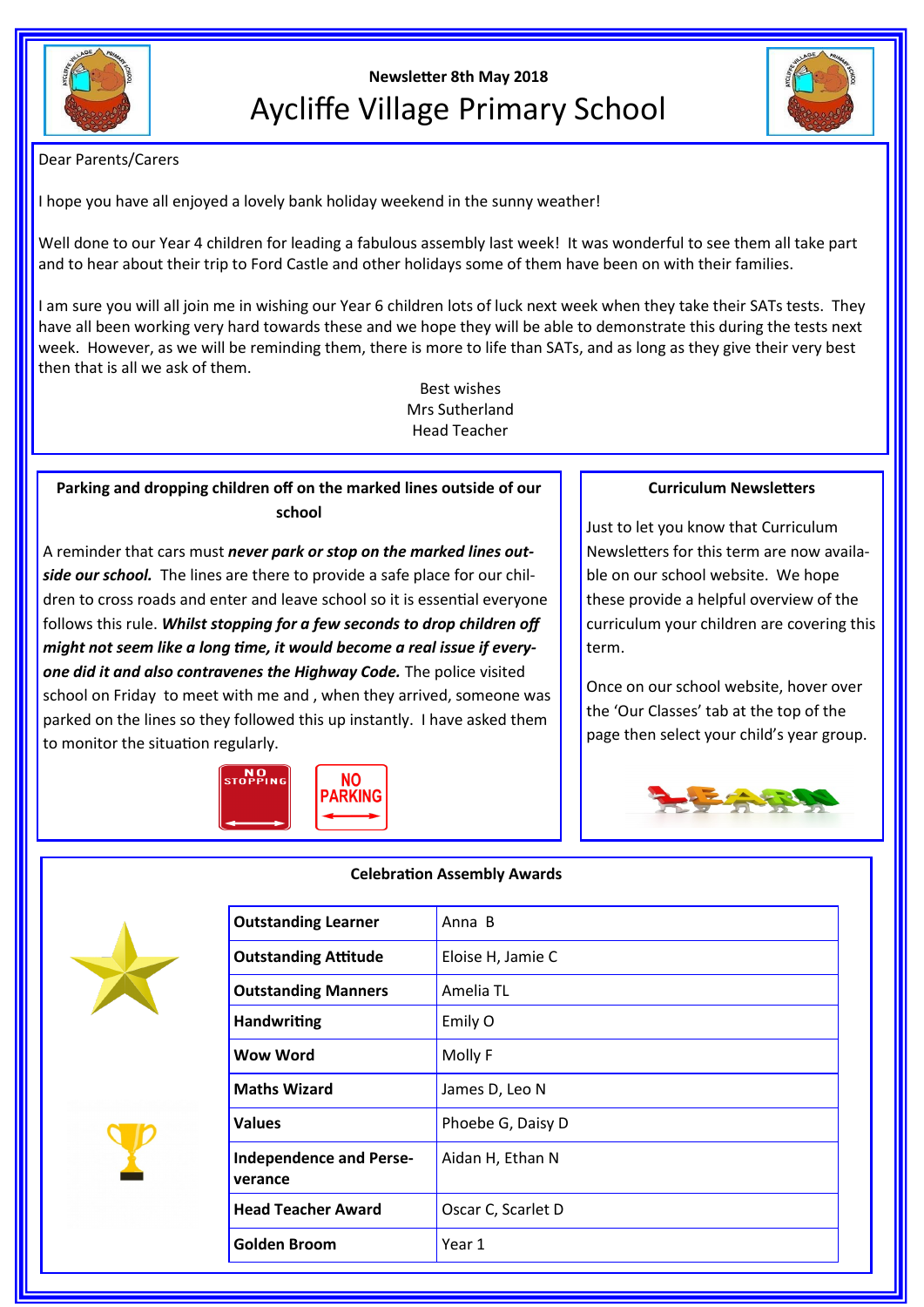Newsletter 8th May 2018

# Aycliffe Village Primary School

Dear Parents/Carers

I hope you have all enjoyed a lovely bank holiday weekend in the sunny weather!

Well done to our Year 4 children for leading a fabulous assembly last week! It was wonderful to see them all take part and to hear about their trip to Ford Castle and other holidays some of them have been on with their families.

I am sure you will all join me in wishing our Year 6 children lots of luck next week when they take their SATs tests. They have all been working very hard towards these and we hope they will be able to demonstrate this during the tests next week. However, as we will be reminding them, there is more to life than SATs, and as long as they give their very best then that is all we ask of them.

Best wishes
Mrs Sutherland
Head Teacher

## Parking and dropping children off on the marked lines outside of our school

A reminder that cars must ***never park or stop on the marked lines outside our school.*** The lines are there to provide a safe place for our children to cross roads and enter and leave school so it is essential everyone follows this rule. ***Whilst stopping for a few seconds to drop children off might not seem like a long time, it would become a real issue if everyone did it and also contravenes the Highway Code.*** The police visited school on Friday to meet with me and , when they arrived, someone was parked on the lines so they followed this up instantly. I have asked them to monitor the situation regularly.

NO STOPPING

NO PARKING

## Curriculum Newsletters

Just to let you know that Curriculum Newsletters for this term are now available on our school website. We hope these provide a helpful overview of the curriculum your children are covering this term.

Once on our school website, hover over the 'Our Classes' tab at the top of the page then select your child's year group.

## Celebration Assembly Awards

| Award | Recipient(s) |
|---|---|
| **Outstanding Learner** | Anna B |
| **Outstanding Attitude** | Eloise H, Jamie C |
| **Outstanding Manners** | Amelia TL |
| **Handwriting** | Emily O |
| **Wow Word** | Molly F |
| **Maths Wizard** | James D, Leo N |
| **Values** | Phoebe G, Daisy D |
| **Independence and Perseverance** | Aidan H, Ethan N |
| **Head Teacher Award** | Oscar C, Scarlet D |
| **Golden Broom** | Year 1 |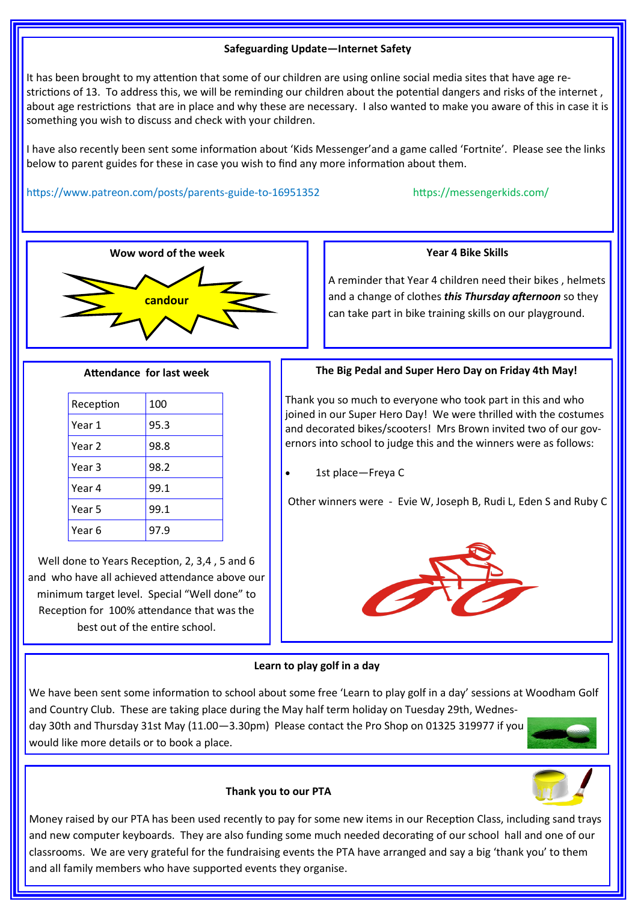### Safeguarding Update—Internet Safety

It has been brought to my attention that some of our children are using online social media sites that have age restrictions of 13. To address this, we will be reminding our children about the potential dangers and risks of the internet, about age restrictions that are in place and why these are necessary. I also wanted to make you aware of this in case it is something you wish to discuss and check with your children.

I have also recently been sent some information about 'Kids Messenger' and a game called 'Fortnite'. Please see the links below to parent guides for these in case you wish to find any more information about them.

https://www.patreon.com/posts/parents-guide-to-16951352

https://messengerkids.com/

### Wow word of the week

candour

### Year 4 Bike Skills

A reminder that Year 4 children need their bikes, helmets and a change of clothes ***this Thursday afternoon*** so they can take part in bike training skills on our playground.

### Attendance for last week

| | |
|---|---|
| Reception | 100 |
| Year 1 | 95.3 |
| Year 2 | 98.8 |
| Year 3 | 98.2 |
| Year 4 | 99.1 |
| Year 5 | 99.1 |
| Year 6 | 97.9 |

Well done to Years Reception, 2, 3,4 , 5 and 6 and who have all achieved attendance above our minimum target level. Special "Well done" to Reception for 100% attendance that was the best out of the entire school.

### The Big Pedal and Super Hero Day on Friday 4th May!

Thank you so much to everyone who took part in this and who joined in our Super Hero Day! We were thrilled with the costumes and decorated bikes/scooters! Mrs Brown invited two of our governors into school to judge this and the winners were as follows:

- 1st place—Freya C

Other winners were - Evie W, Joseph B, Rudi L, Eden S and Ruby C

### Learn to play golf in a day

We have been sent some information to school about some free 'Learn to play golf in a day' sessions at Woodham Golf and Country Club. These are taking place during the May half term holiday on Tuesday 29th, Wednesday 30th and Thursday 31st May (11.00—3.30pm) Please contact the Pro Shop on 01325 319977 if you would like more details or to book a place.

### Thank you to our PTA

Money raised by our PTA has been used recently to pay for some new items in our Reception Class, including sand trays and new computer keyboards. They are also funding some much needed decorating of our school hall and one of our classrooms. We are very grateful for the fundraising events the PTA have arranged and say a big 'thank you' to them and all family members who have supported events they organise.